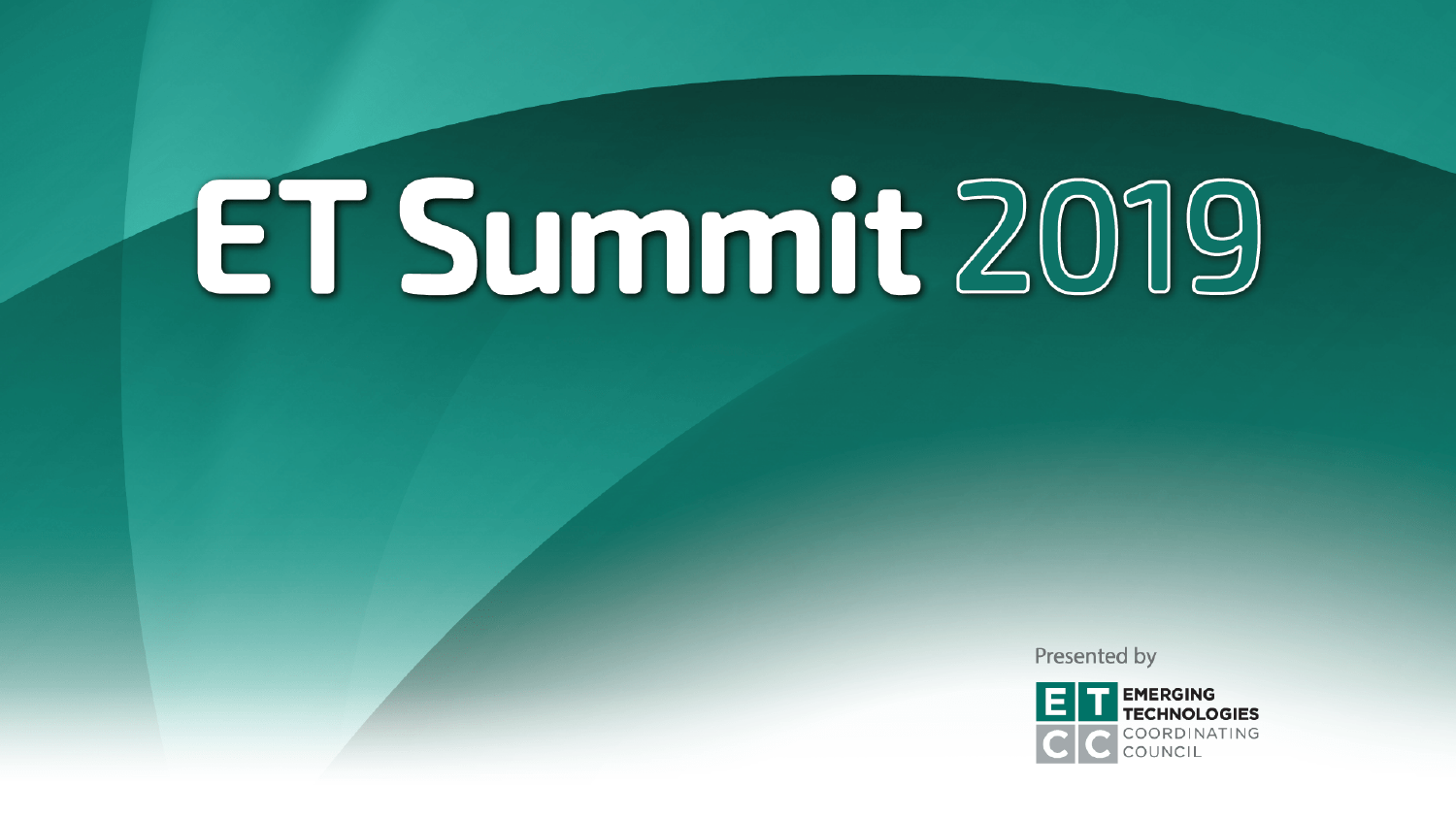# ET Summit 2019

Presented by

EMERGING TECHNOLOGIES COORDINATING COUNCIL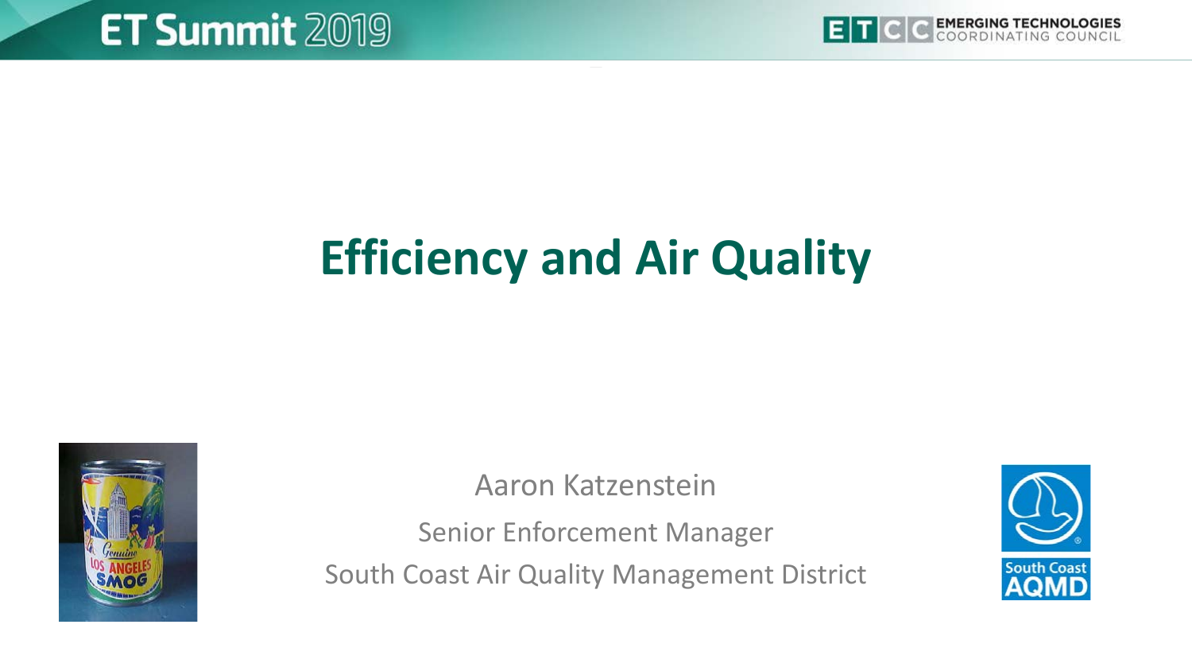# Efficiency and Air Quality

Aaron Katzenstein

Senior Enforcement Manager

South Coast Air Quality Management District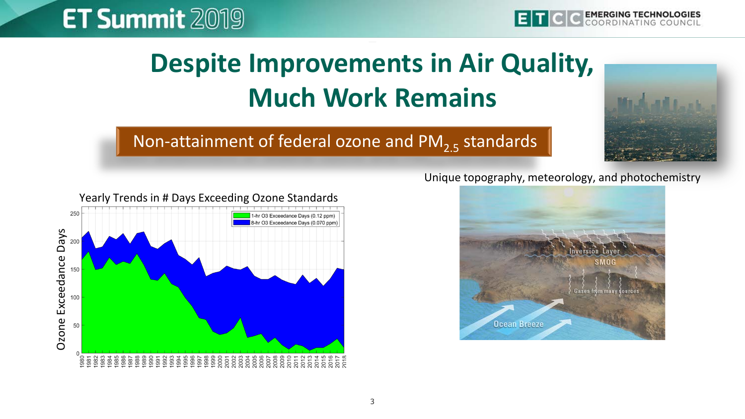# Despite Improvements in Air Quality, Much Work Remains

Non-attainment of federal ozone and $PM_{2.5}$ standards

Yearly Trends in # Days Exceeding Ozone Standards

Unique topography, meteorology, and photochemistry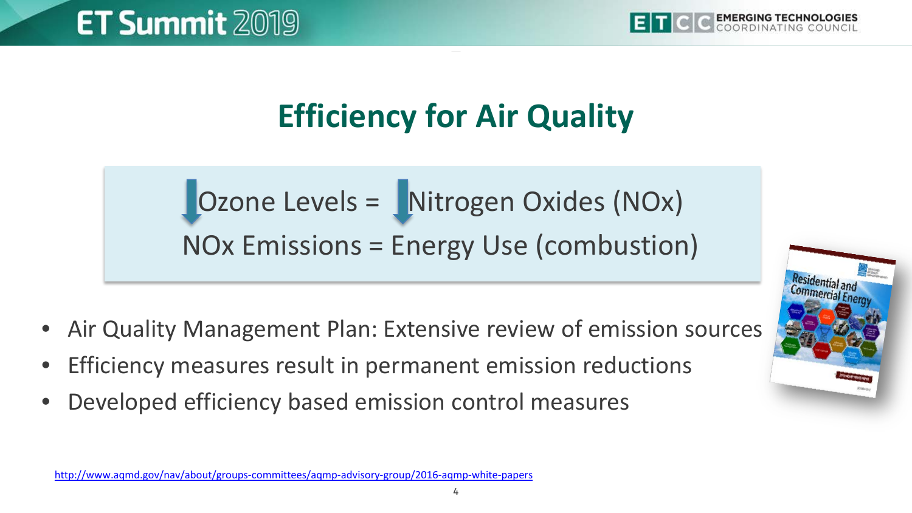# Efficiency for Air Quality

↓ Ozone Levels = ↓ Nitrogen Oxides (NOx)

NOx Emissions = Energy Use (combustion)

- Air Quality Management Plan: Extensive review of emission sources
- Efficiency measures result in permanent emission reductions
- Developed efficiency based emission control measures

http://www.aqmd.gov/nav/about/groups-committees/aqmp-advisory-group/2016-aqmp-white-papers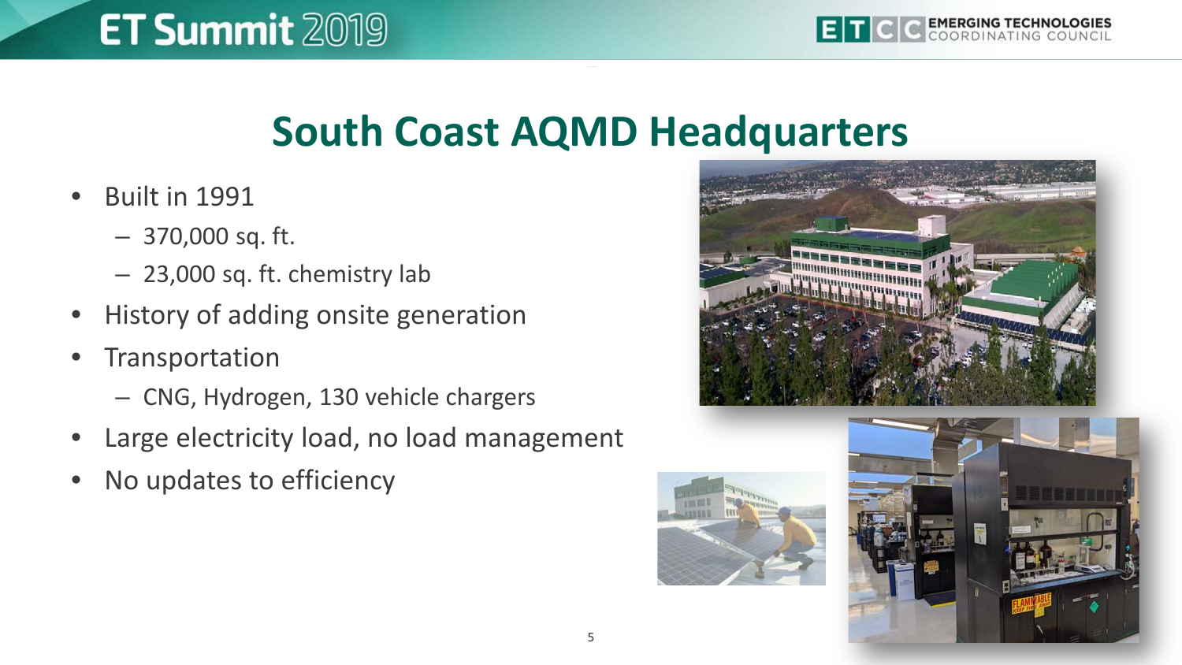# South Coast AQMD Headquarters

- Built in 1991
  - 370,000 sq. ft.
  - 23,000 sq. ft. chemistry lab
- History of adding onsite generation
- Transportation
  - CNG, Hydrogen, 130 vehicle chargers
- Large electricity load, no load management
- No updates to efficiency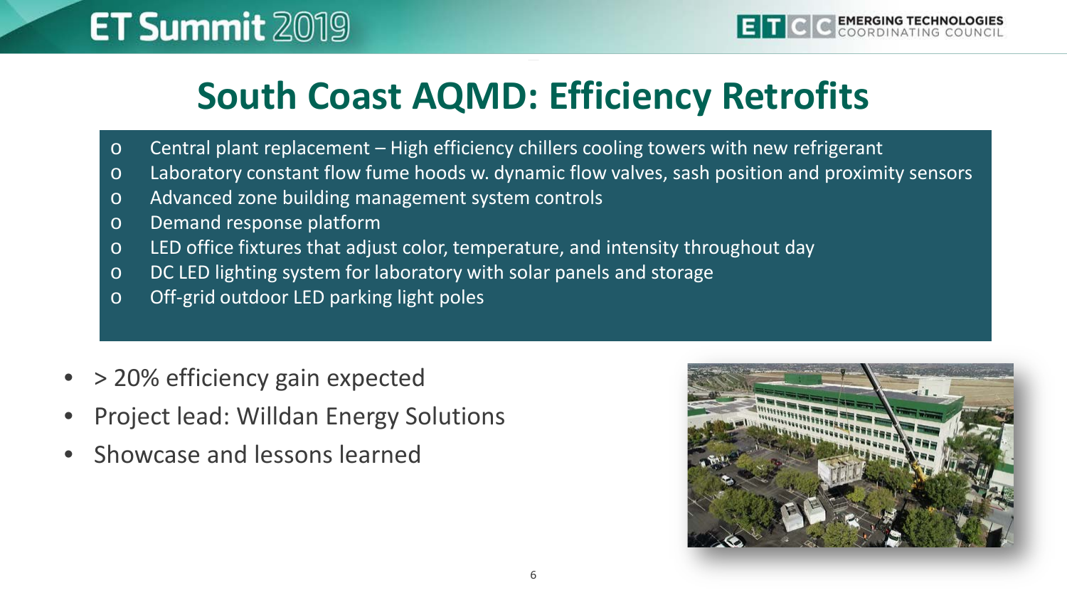# South Coast AQMD: Efficiency Retrofits

- Central plant replacement – High efficiency chillers cooling towers with new refrigerant
- Laboratory constant flow fume hoods w. dynamic flow valves, sash position and proximity sensors
- Advanced zone building management system controls
- Demand response platform
- LED office fixtures that adjust color, temperature, and intensity throughout day
- DC LED lighting system for laboratory with solar panels and storage
- Off-grid outdoor LED parking light poles

- > 20% efficiency gain expected
- Project lead: Willdan Energy Solutions
- Showcase and lessons learned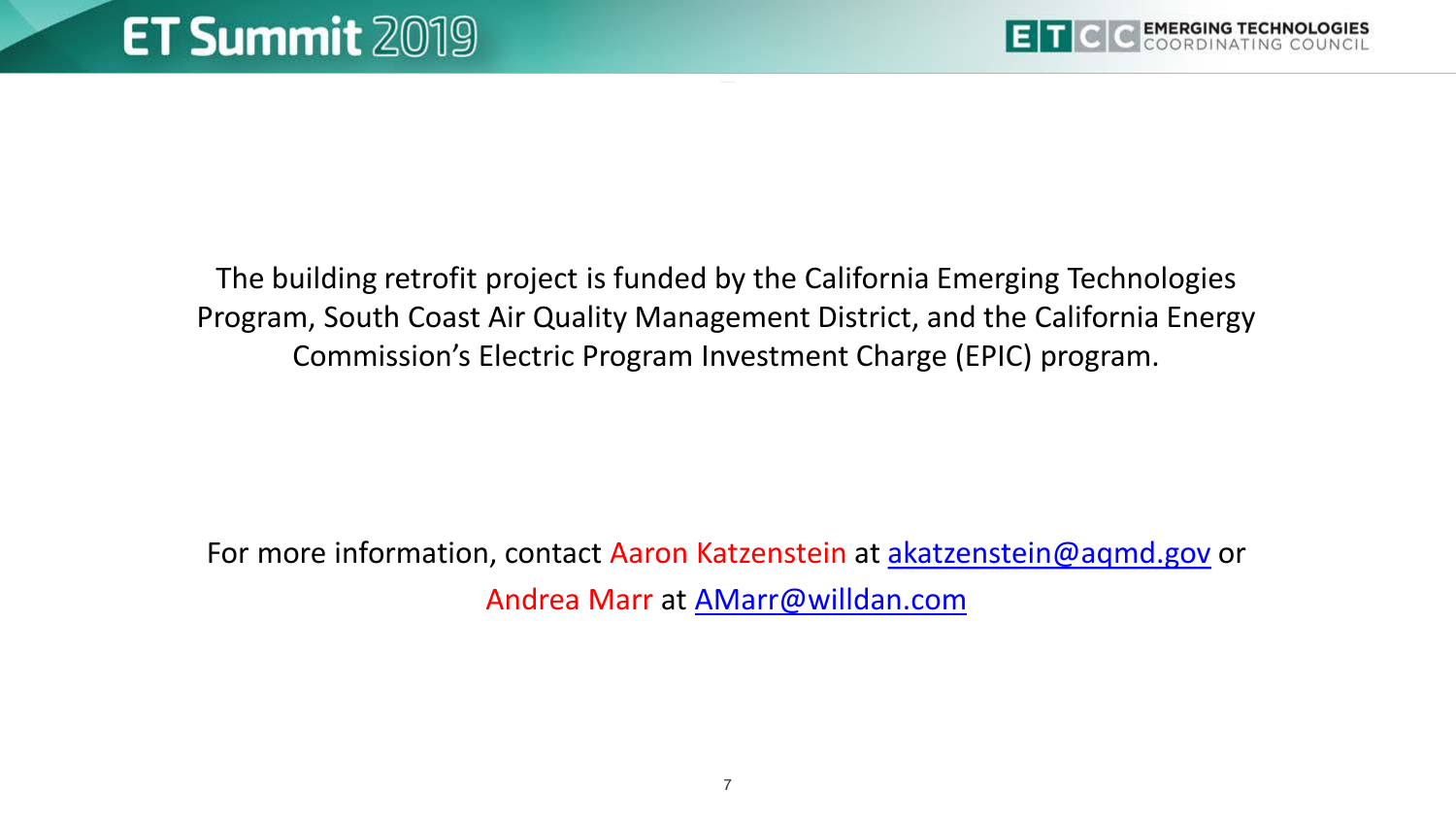The building retrofit project is funded by the California Emerging Technologies Program, South Coast Air Quality Management District, and the California Energy Commission's Electric Program Investment Charge (EPIC) program.

For more information, contact Aaron Katzenstein at akatzenstein@aqmd.gov or Andrea Marr at AMarr@willdan.com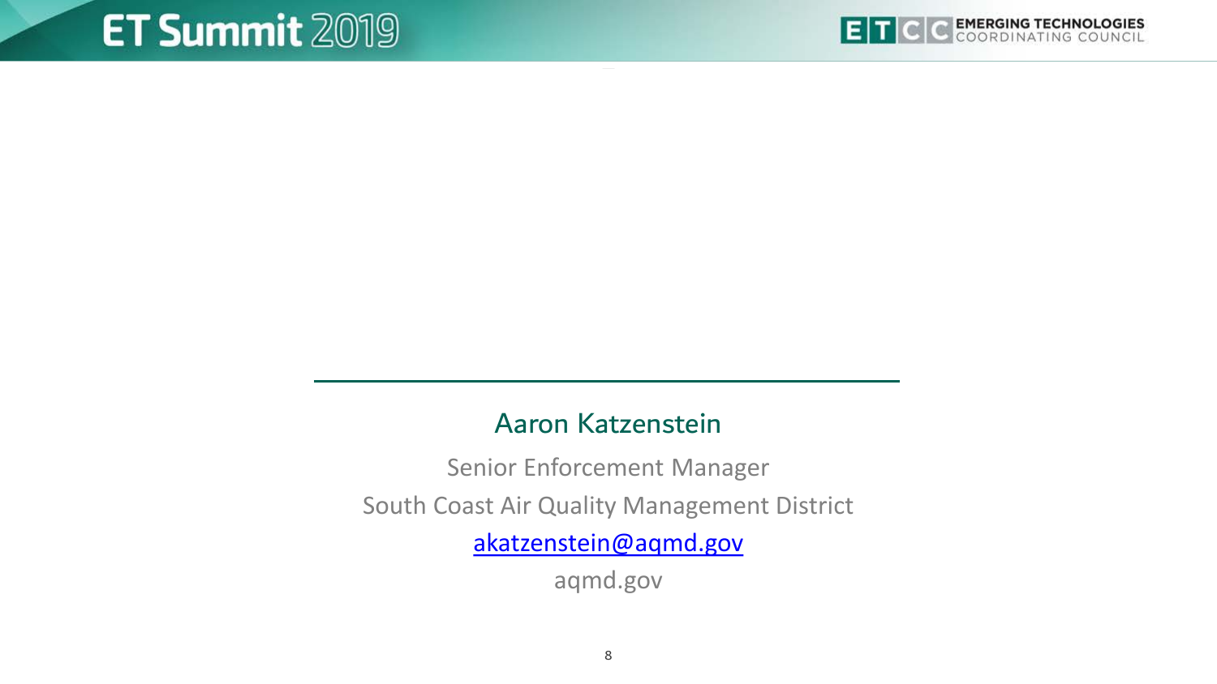**Aaron Katzenstein**

Senior Enforcement Manager

South Coast Air Quality Management District

[akatzenstein@aqmd.gov](mailto:akatzenstein@aqmd.gov)

aqmd.gov